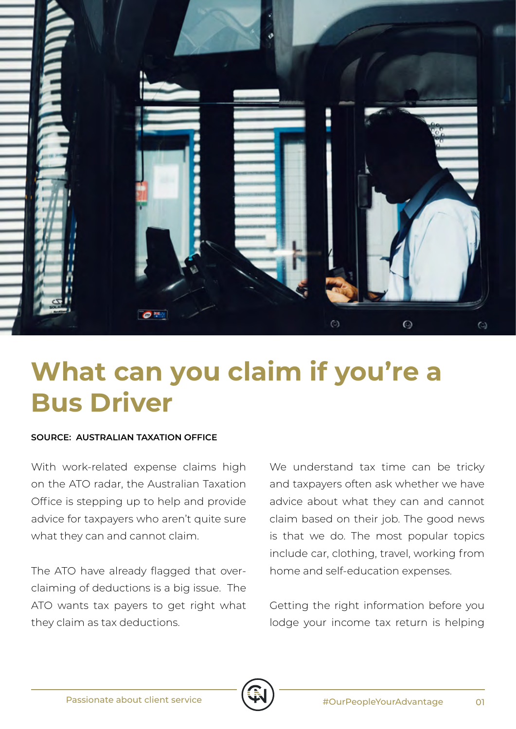# What can you claim if you're a Bus Driver

**SOURCE: AUSTRALIAN TAXATION OFFICE**

With work-related expense claims high on the ATO radar, the Australian Taxation Office is stepping up to help and provide advice for taxpayers who aren't quite sure what they can and cannot claim.

The ATO have already flagged that over-claiming of deductions is a big issue. The ATO wants tax payers to get right what they claim as tax deductions.

We understand tax time can be tricky and taxpayers often ask whether we have advice about what they can and cannot claim based on their job. The good news is that we do. The most popular topics include car, clothing, travel, working from home and self-education expenses.

Getting the right information before you lodge your income tax return is helping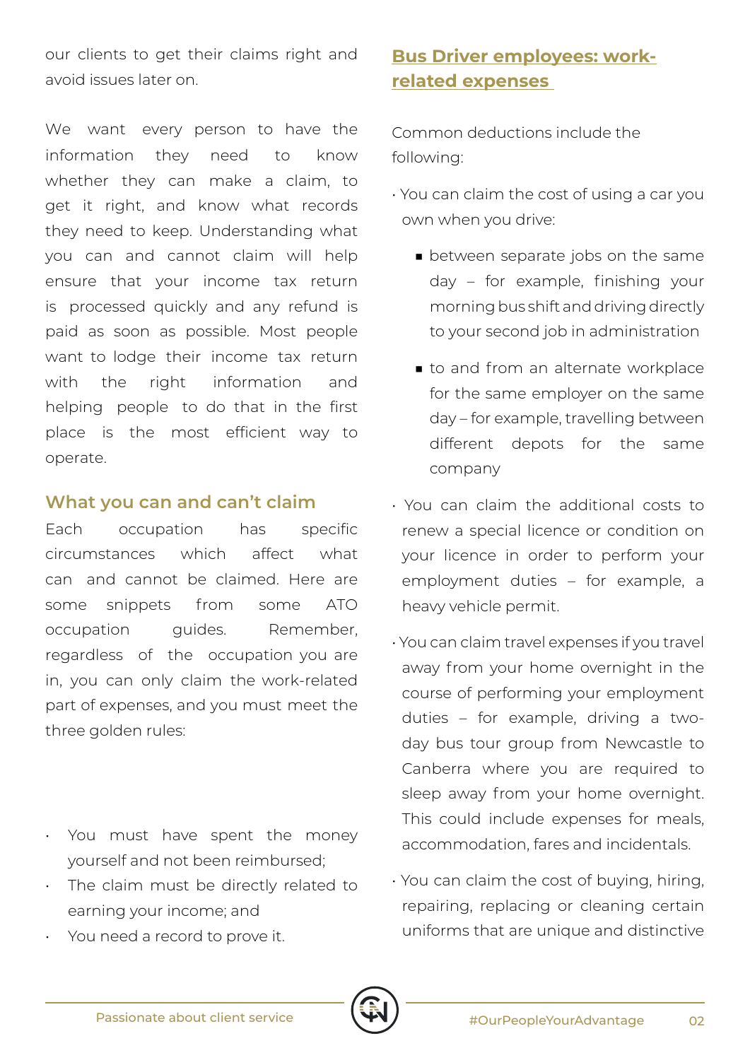our clients to get their claims right and avoid issues later on.

We want every person to have the information they need to know whether they can make a claim, to get it right, and know what records they need to keep. Understanding what you can and cannot claim will help ensure that your income tax return is processed quickly and any refund is paid as soon as possible. Most people want to lodge their income tax return with the right information and helping people to do that in the first place is the most efficient way to operate.

## What you can and can't claim

Each occupation has specific circumstances which affect what can and cannot be claimed. Here are some snippets from some ATO occupation guides. Remember, regardless of the occupation you are in, you can only claim the work-related part of expenses, and you must meet the three golden rules:

- You must have spent the money yourself and not been reimbursed;
- The claim must be directly related to earning your income; and
- You need a record to prove it.

## Bus Driver employees: work-related expenses

Common deductions include the following:

- You can claim the cost of using a car you own when you drive:
  - between separate jobs on the same day – for example, finishing your morning bus shift and driving directly to your second job in administration
  - to and from an alternate workplace for the same employer on the same day – for example, travelling between different depots for the same company
- You can claim the additional costs to renew a special licence or condition on your licence in order to perform your employment duties – for example, a heavy vehicle permit.
- You can claim travel expenses if you travel away from your home overnight in the course of performing your employment duties – for example, driving a two-day bus tour group from Newcastle to Canberra where you are required to sleep away from your home overnight. This could include expenses for meals, accommodation, fares and incidentals.
- You can claim the cost of buying, hiring, repairing, replacing or cleaning certain uniforms that are unique and distinctive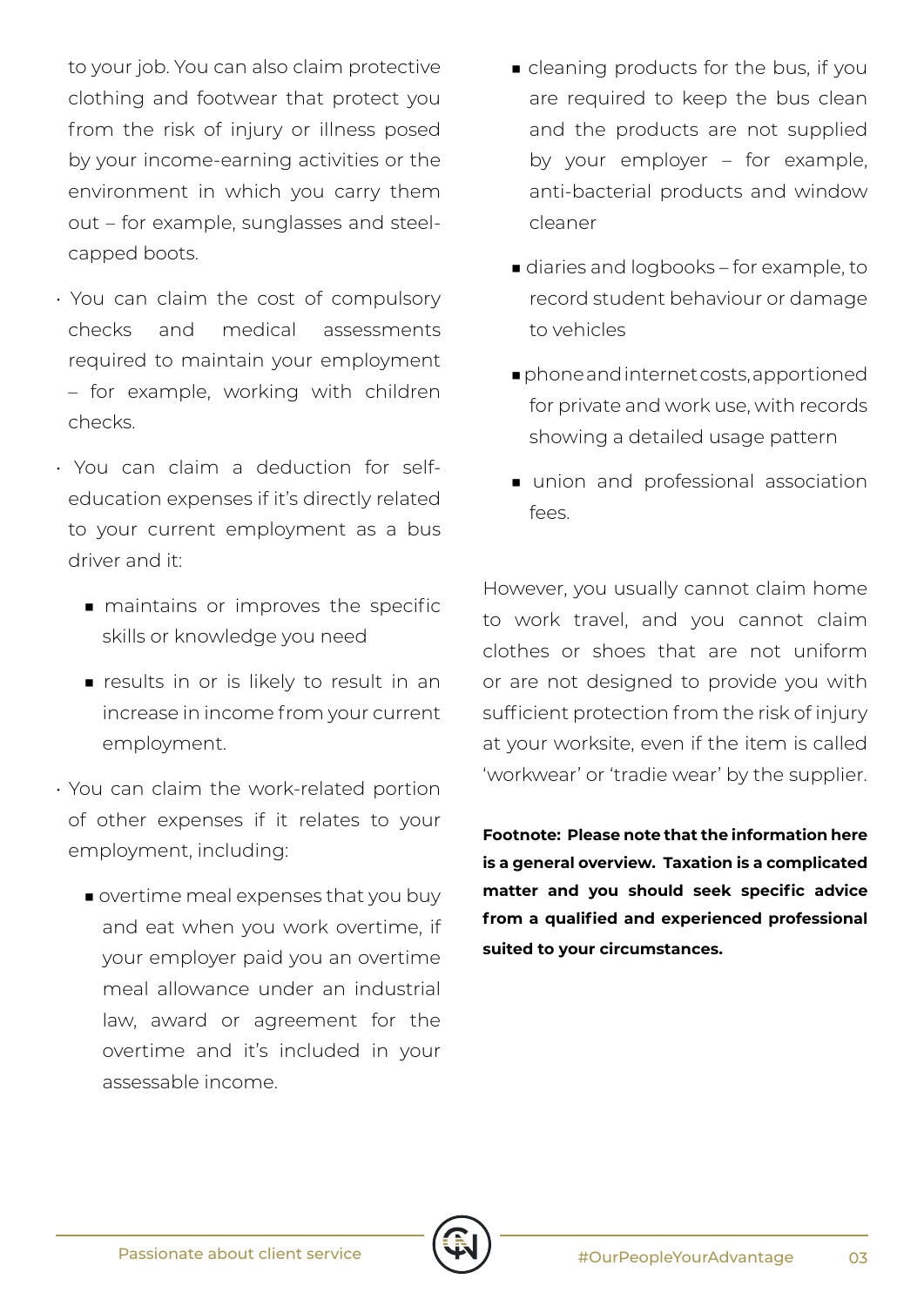to your job. You can also claim protective clothing and footwear that protect you from the risk of injury or illness posed by your income-earning activities or the environment in which you carry them out – for example, sunglasses and steel-capped boots.

- You can claim the cost of compulsory checks and medical assessments required to maintain your employment – for example, working with children checks.
- You can claim a deduction for self-education expenses if it's directly related to your current employment as a bus driver and it:
  - maintains or improves the specific skills or knowledge you need
  - results in or is likely to result in an increase in income from your current employment.
- You can claim the work-related portion of other expenses if it relates to your employment, including:
  - overtime meal expenses that you buy and eat when you work overtime, if your employer paid you an overtime meal allowance under an industrial law, award or agreement for the overtime and it's included in your assessable income.
  - cleaning products for the bus, if you are required to keep the bus clean and the products are not supplied by your employer – for example, anti-bacterial products and window cleaner
  - diaries and logbooks – for example, to record student behaviour or damage to vehicles
  - phone and internet costs, apportioned for private and work use, with records showing a detailed usage pattern
  - union and professional association fees.

However, you usually cannot claim home to work travel, and you cannot claim clothes or shoes that are not uniform or are not designed to provide you with sufficient protection from the risk of injury at your worksite, even if the item is called 'workwear' or 'tradie wear' by the supplier.

**Footnote: Please note that the information here is a general overview. Taxation is a complicated matter and you should seek specific advice from a qualified and experienced professional suited to your circumstances.**